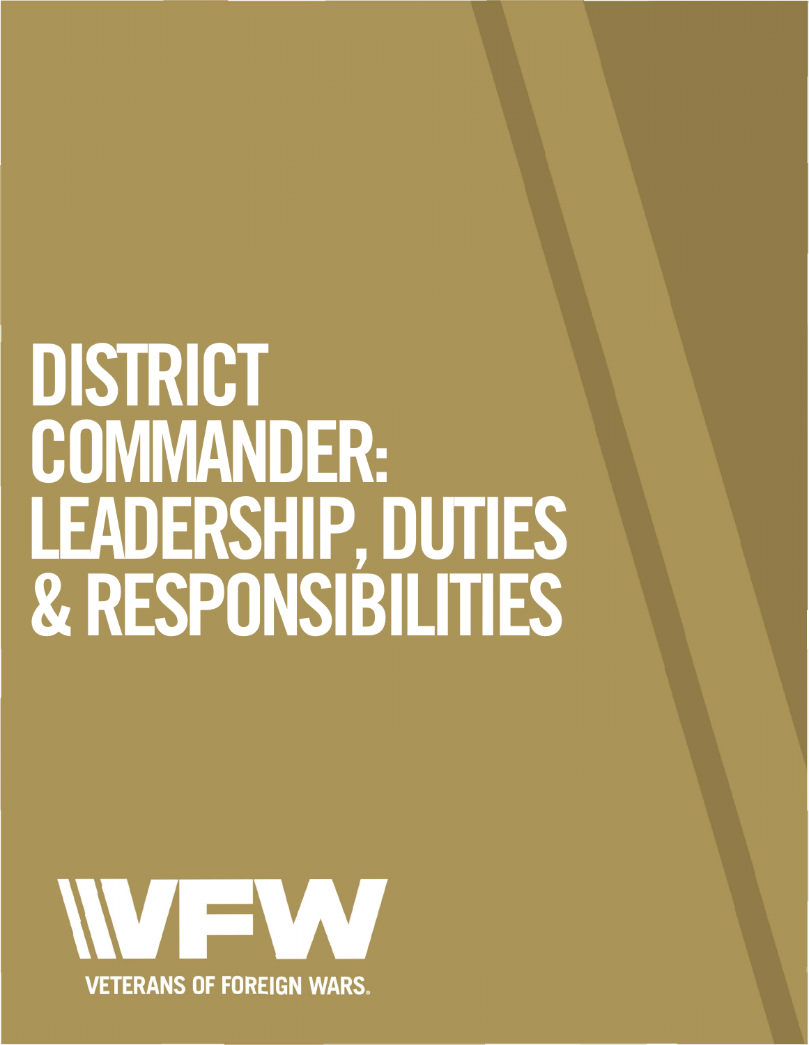# DISTRICT COMMANDER: LEADERSHIP, DUTIES & RESPONSIBILITIES

VFW

VETERANS OF FOREIGN WARS®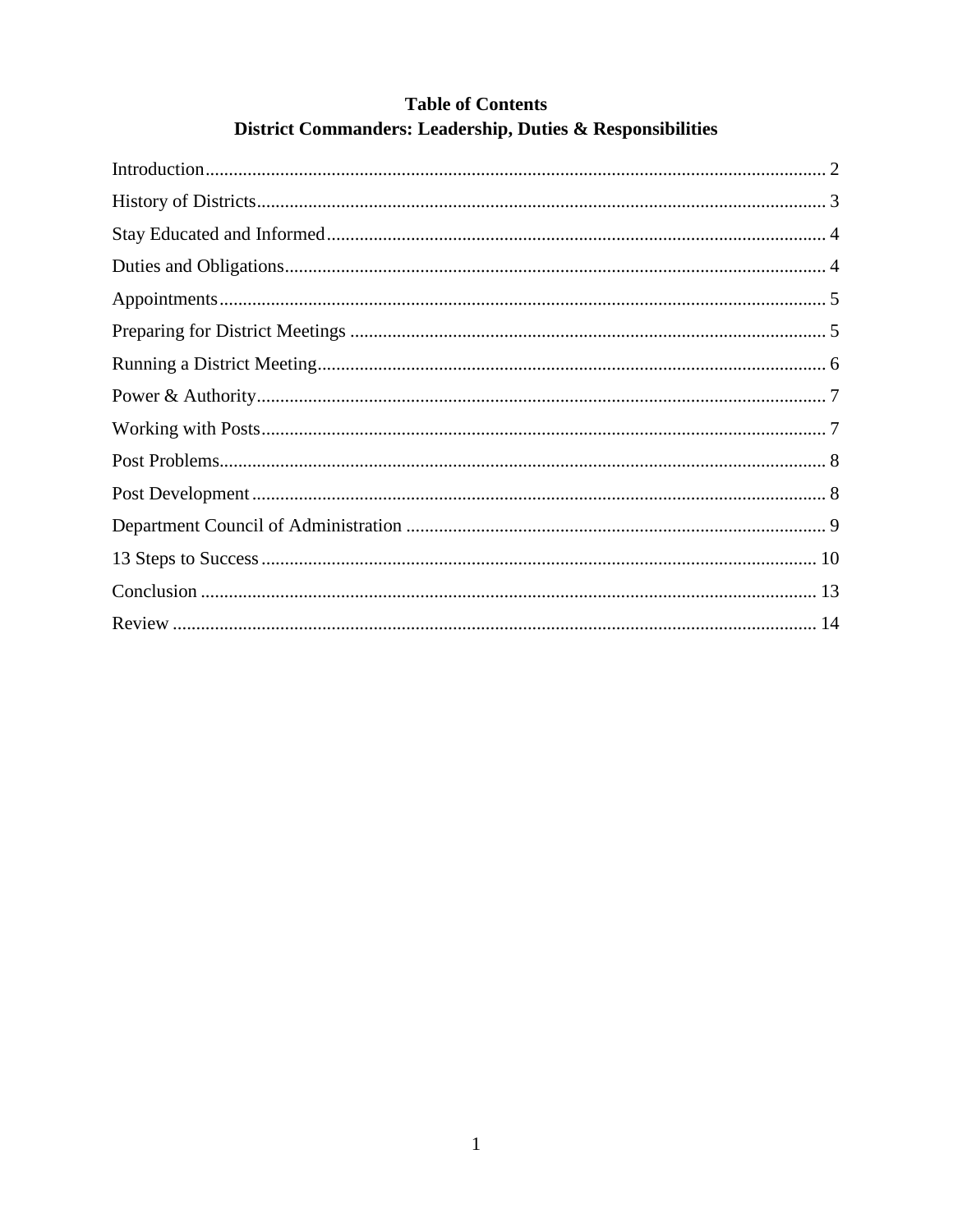# Table of Contents

## District Commanders: Leadership, Duties & Responsibilities

Introduction .................................................................................................................... 2

History of Districts ......................................................................................................... 3

Stay Educated and Informed .......................................................................................... 4

Duties and Obligations ................................................................................................... 4

Appointments ................................................................................................................. 5

Preparing for District Meetings ..................................................................................... 5

Running a District Meeting ............................................................................................ 6

Power & Authority ......................................................................................................... 7

Working with Posts ........................................................................................................ 7

Post Problems ................................................................................................................. 8

Post Development .......................................................................................................... 8

Department Council of Administration ......................................................................... 9

13 Steps to Success ....................................................................................................... 10

Conclusion .................................................................................................................... 13

Review .......................................................................................................................... 14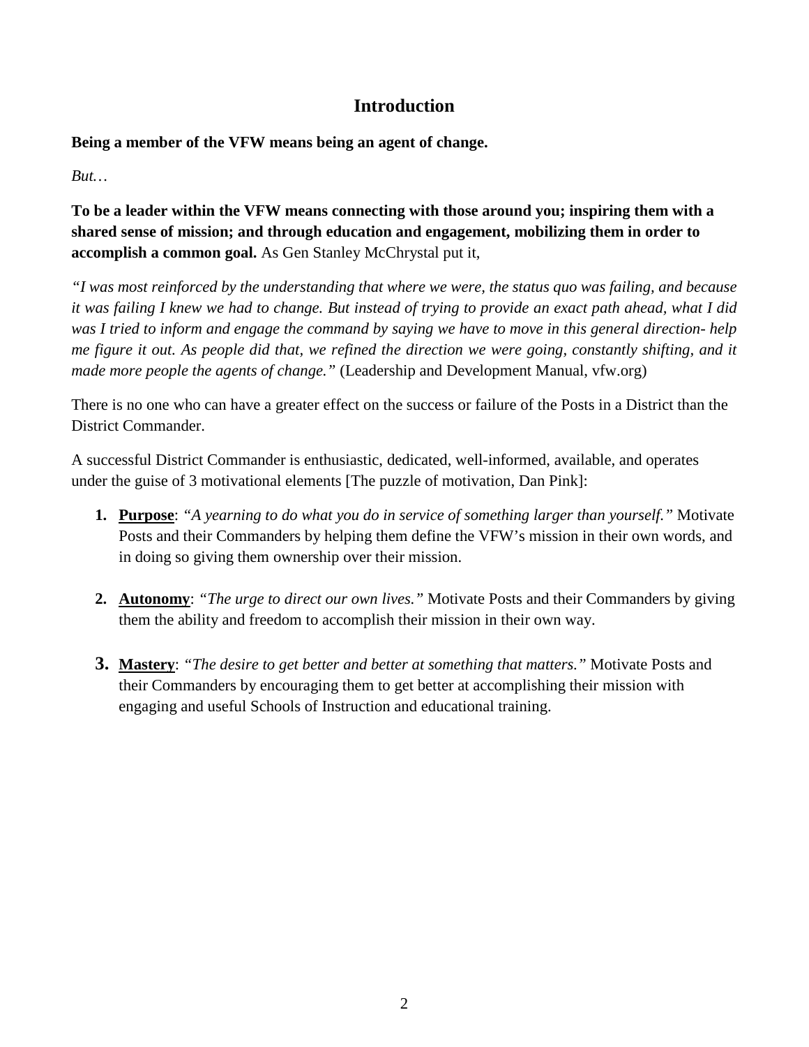# Introduction

**Being a member of the VFW means being an agent of change.**

*But…*

**To be a leader within the VFW means connecting with those around you; inspiring them with a shared sense of mission; and through education and engagement, mobilizing them in order to accomplish a common goal.** As Gen Stanley McChrystal put it,

*"I was most reinforced by the understanding that where we were, the status quo was failing, and because it was failing I knew we had to change. But instead of trying to provide an exact path ahead, what I did was I tried to inform and engage the command by saying we have to move in this general direction- help me figure it out. As people did that, we refined the direction we were going, constantly shifting, and it made more people the agents of change."* (Leadership and Development Manual, vfw.org)

There is no one who can have a greater effect on the success or failure of the Posts in a District than the District Commander.

A successful District Commander is enthusiastic, dedicated, well-informed, available, and operates under the guise of 3 motivational elements [The puzzle of motivation, Dan Pink]:

1. **<u>Purpose</u>**: *"A yearning to do what you do in service of something larger than yourself."* Motivate Posts and their Commanders by helping them define the VFW's mission in their own words, and in doing so giving them ownership over their mission.

2. **<u>Autonomy</u>**: *"The urge to direct our own lives."* Motivate Posts and their Commanders by giving them the ability and freedom to accomplish their mission in their own way.

3. **<u>Mastery</u>**: *"The desire to get better and better at something that matters."* Motivate Posts and their Commanders by encouraging them to get better at accomplishing their mission with engaging and useful Schools of Instruction and educational training.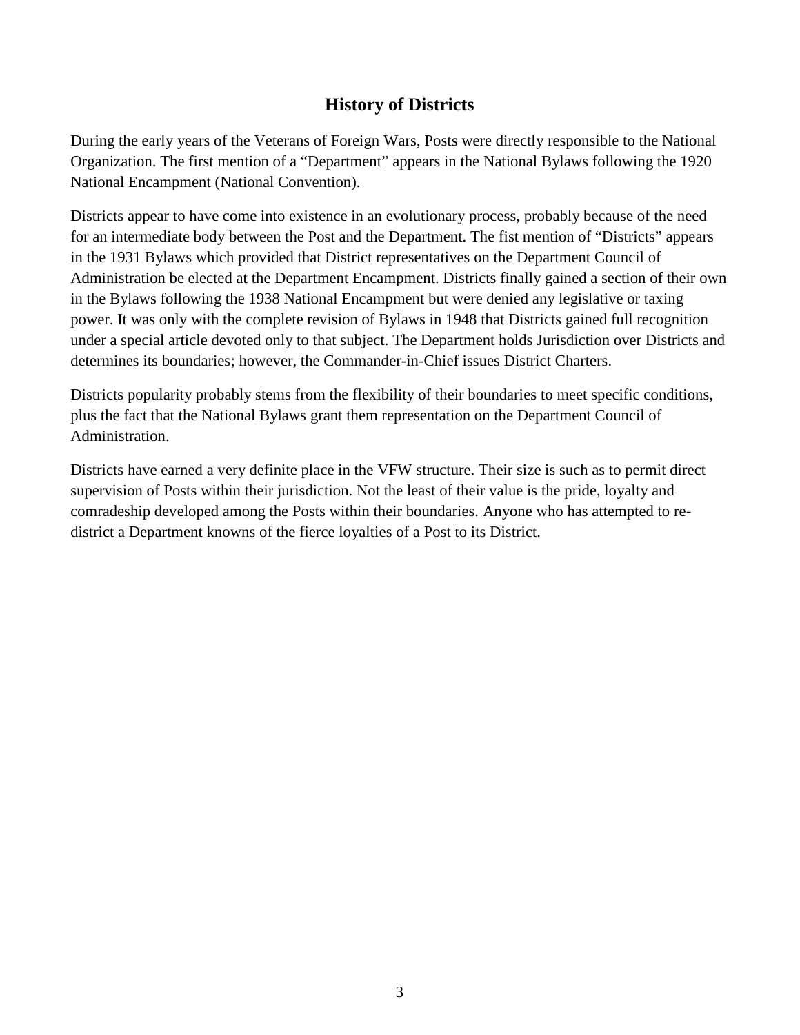## History of Districts

During the early years of the Veterans of Foreign Wars, Posts were directly responsible to the National Organization. The first mention of a “Department” appears in the National Bylaws following the 1920 National Encampment (National Convention).

Districts appear to have come into existence in an evolutionary process, probably because of the need for an intermediate body between the Post and the Department. The fist mention of “Districts” appears in the 1931 Bylaws which provided that District representatives on the Department Council of Administration be elected at the Department Encampment. Districts finally gained a section of their own in the Bylaws following the 1938 National Encampment but were denied any legislative or taxing power. It was only with the complete revision of Bylaws in 1948 that Districts gained full recognition under a special article devoted only to that subject. The Department holds Jurisdiction over Districts and determines its boundaries; however, the Commander-in-Chief issues District Charters.

Districts popularity probably stems from the flexibility of their boundaries to meet specific conditions, plus the fact that the National Bylaws grant them representation on the Department Council of Administration.

Districts have earned a very definite place in the VFW structure. Their size is such as to permit direct supervision of Posts within their jurisdiction. Not the least of their value is the pride, loyalty and comradeship developed among the Posts within their boundaries. Anyone who has attempted to re-district a Department knowns of the fierce loyalties of a Post to its District.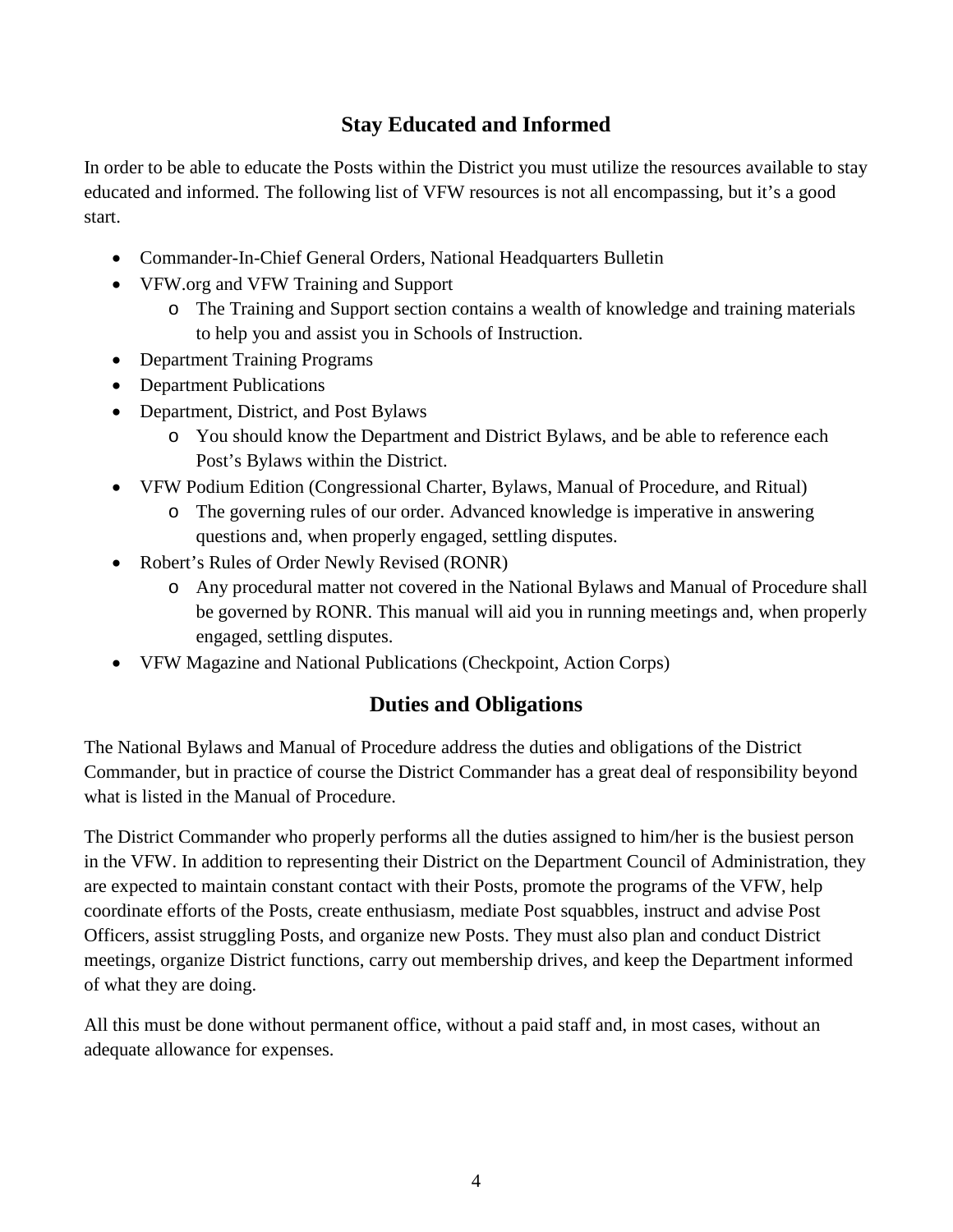## Stay Educated and Informed

In order to be able to educate the Posts within the District you must utilize the resources available to stay educated and informed. The following list of VFW resources is not all encompassing, but it's a good start.

- Commander-In-Chief General Orders, National Headquarters Bulletin
- VFW.org and VFW Training and Support
  - The Training and Support section contains a wealth of knowledge and training materials to help you and assist you in Schools of Instruction.
- Department Training Programs
- Department Publications
- Department, District, and Post Bylaws
  - You should know the Department and District Bylaws, and be able to reference each Post's Bylaws within the District.
- VFW Podium Edition (Congressional Charter, Bylaws, Manual of Procedure, and Ritual)
  - The governing rules of our order. Advanced knowledge is imperative in answering questions and, when properly engaged, settling disputes.
- Robert's Rules of Order Newly Revised (RONR)
  - Any procedural matter not covered in the National Bylaws and Manual of Procedure shall be governed by RONR. This manual will aid you in running meetings and, when properly engaged, settling disputes.
- VFW Magazine and National Publications (Checkpoint, Action Corps)

## Duties and Obligations

The National Bylaws and Manual of Procedure address the duties and obligations of the District Commander, but in practice of course the District Commander has a great deal of responsibility beyond what is listed in the Manual of Procedure.

The District Commander who properly performs all the duties assigned to him/her is the busiest person in the VFW. In addition to representing their District on the Department Council of Administration, they are expected to maintain constant contact with their Posts, promote the programs of the VFW, help coordinate efforts of the Posts, create enthusiasm, mediate Post squabbles, instruct and advise Post Officers, assist struggling Posts, and organize new Posts. They must also plan and conduct District meetings, organize District functions, carry out membership drives, and keep the Department informed of what they are doing.

All this must be done without permanent office, without a paid staff and, in most cases, without an adequate allowance for expenses.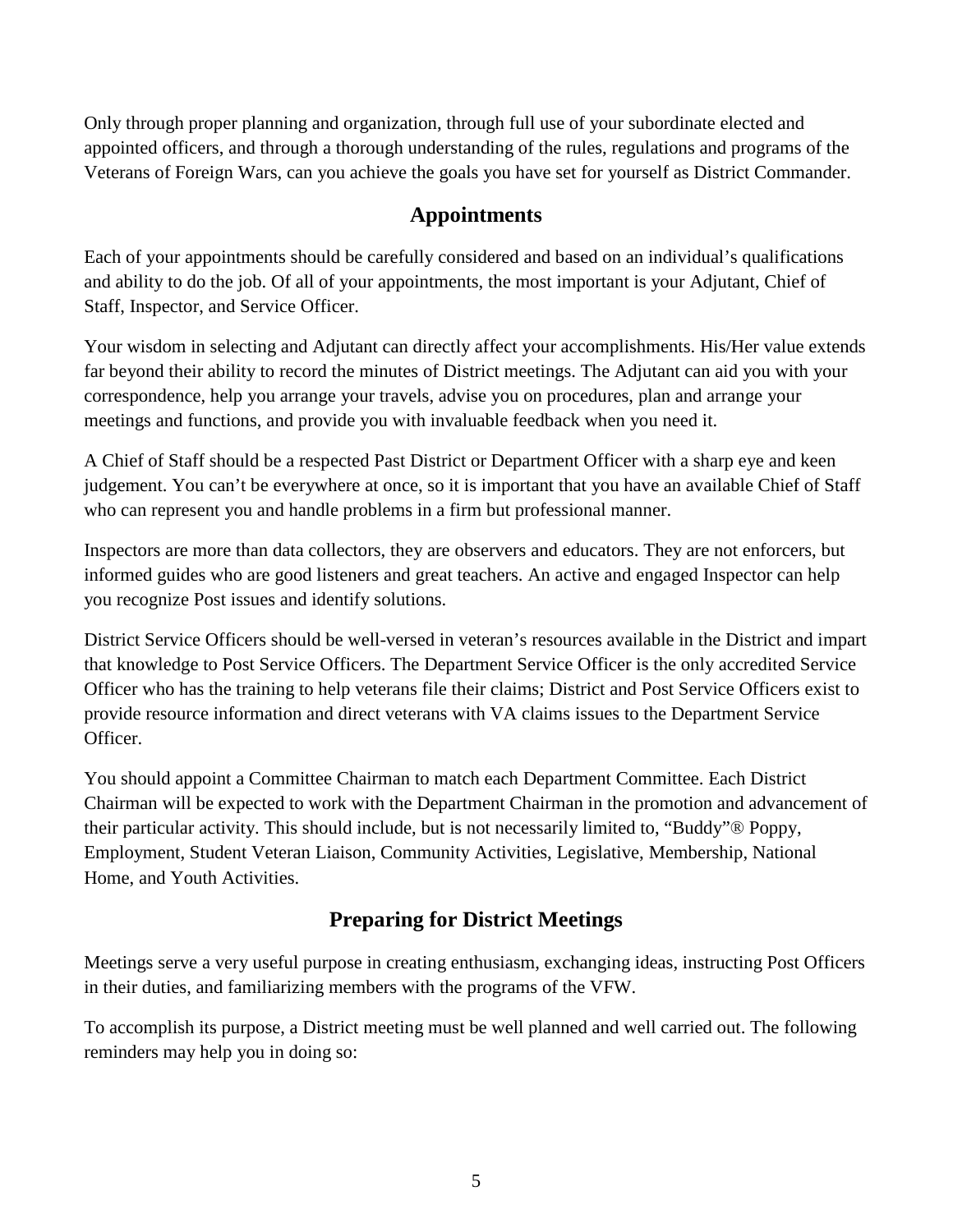Only through proper planning and organization, through full use of your subordinate elected and appointed officers, and through a thorough understanding of the rules, regulations and programs of the Veterans of Foreign Wars, can you achieve the goals you have set for yourself as District Commander.

## Appointments

Each of your appointments should be carefully considered and based on an individual's qualifications and ability to do the job. Of all of your appointments, the most important is your Adjutant, Chief of Staff, Inspector, and Service Officer.

Your wisdom in selecting and Adjutant can directly affect your accomplishments. His/Her value extends far beyond their ability to record the minutes of District meetings. The Adjutant can aid you with your correspondence, help you arrange your travels, advise you on procedures, plan and arrange your meetings and functions, and provide you with invaluable feedback when you need it.

A Chief of Staff should be a respected Past District or Department Officer with a sharp eye and keen judgement. You can't be everywhere at once, so it is important that you have an available Chief of Staff who can represent you and handle problems in a firm but professional manner.

Inspectors are more than data collectors, they are observers and educators. They are not enforcers, but informed guides who are good listeners and great teachers. An active and engaged Inspector can help you recognize Post issues and identify solutions.

District Service Officers should be well-versed in veteran's resources available in the District and impart that knowledge to Post Service Officers. The Department Service Officer is the only accredited Service Officer who has the training to help veterans file their claims; District and Post Service Officers exist to provide resource information and direct veterans with VA claims issues to the Department Service Officer.

You should appoint a Committee Chairman to match each Department Committee. Each District Chairman will be expected to work with the Department Chairman in the promotion and advancement of their particular activity. This should include, but is not necessarily limited to, "Buddy"® Poppy, Employment, Student Veteran Liaison, Community Activities, Legislative, Membership, National Home, and Youth Activities.

## Preparing for District Meetings

Meetings serve a very useful purpose in creating enthusiasm, exchanging ideas, instructing Post Officers in their duties, and familiarizing members with the programs of the VFW.

To accomplish its purpose, a District meeting must be well planned and well carried out. The following reminders may help you in doing so: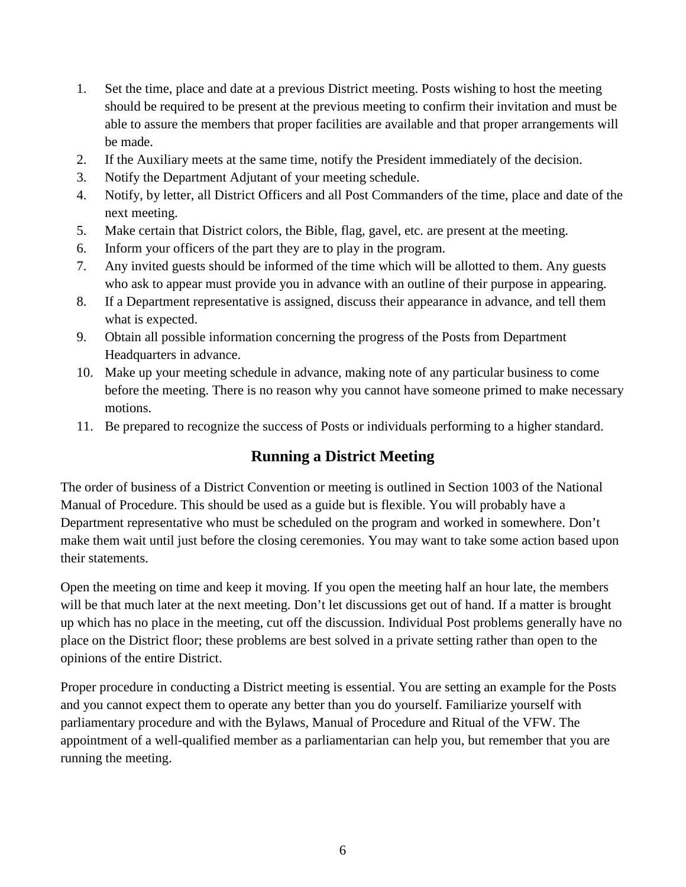1. Set the time, place and date at a previous District meeting. Posts wishing to host the meeting should be required to be present at the previous meeting to confirm their invitation and must be able to assure the members that proper facilities are available and that proper arrangements will be made.
2. If the Auxiliary meets at the same time, notify the President immediately of the decision.
3. Notify the Department Adjutant of your meeting schedule.
4. Notify, by letter, all District Officers and all Post Commanders of the time, place and date of the next meeting.
5. Make certain that District colors, the Bible, flag, gavel, etc. are present at the meeting.
6. Inform your officers of the part they are to play in the program.
7. Any invited guests should be informed of the time which will be allotted to them. Any guests who ask to appear must provide you in advance with an outline of their purpose in appearing.
8. If a Department representative is assigned, discuss their appearance in advance, and tell them what is expected.
9. Obtain all possible information concerning the progress of the Posts from Department Headquarters in advance.
10. Make up your meeting schedule in advance, making note of any particular business to come before the meeting. There is no reason why you cannot have someone primed to make necessary motions.
11. Be prepared to recognize the success of Posts or individuals performing to a higher standard.

## Running a District Meeting

The order of business of a District Convention or meeting is outlined in Section 1003 of the National Manual of Procedure. This should be used as a guide but is flexible. You will probably have a Department representative who must be scheduled on the program and worked in somewhere. Don't make them wait until just before the closing ceremonies. You may want to take some action based upon their statements.

Open the meeting on time and keep it moving. If you open the meeting half an hour late, the members will be that much later at the next meeting. Don't let discussions get out of hand. If a matter is brought up which has no place in the meeting, cut off the discussion. Individual Post problems generally have no place on the District floor; these problems are best solved in a private setting rather than open to the opinions of the entire District.

Proper procedure in conducting a District meeting is essential. You are setting an example for the Posts and you cannot expect them to operate any better than you do yourself. Familiarize yourself with parliamentary procedure and with the Bylaws, Manual of Procedure and Ritual of the VFW. The appointment of a well-qualified member as a parliamentarian can help you, but remember that you are running the meeting.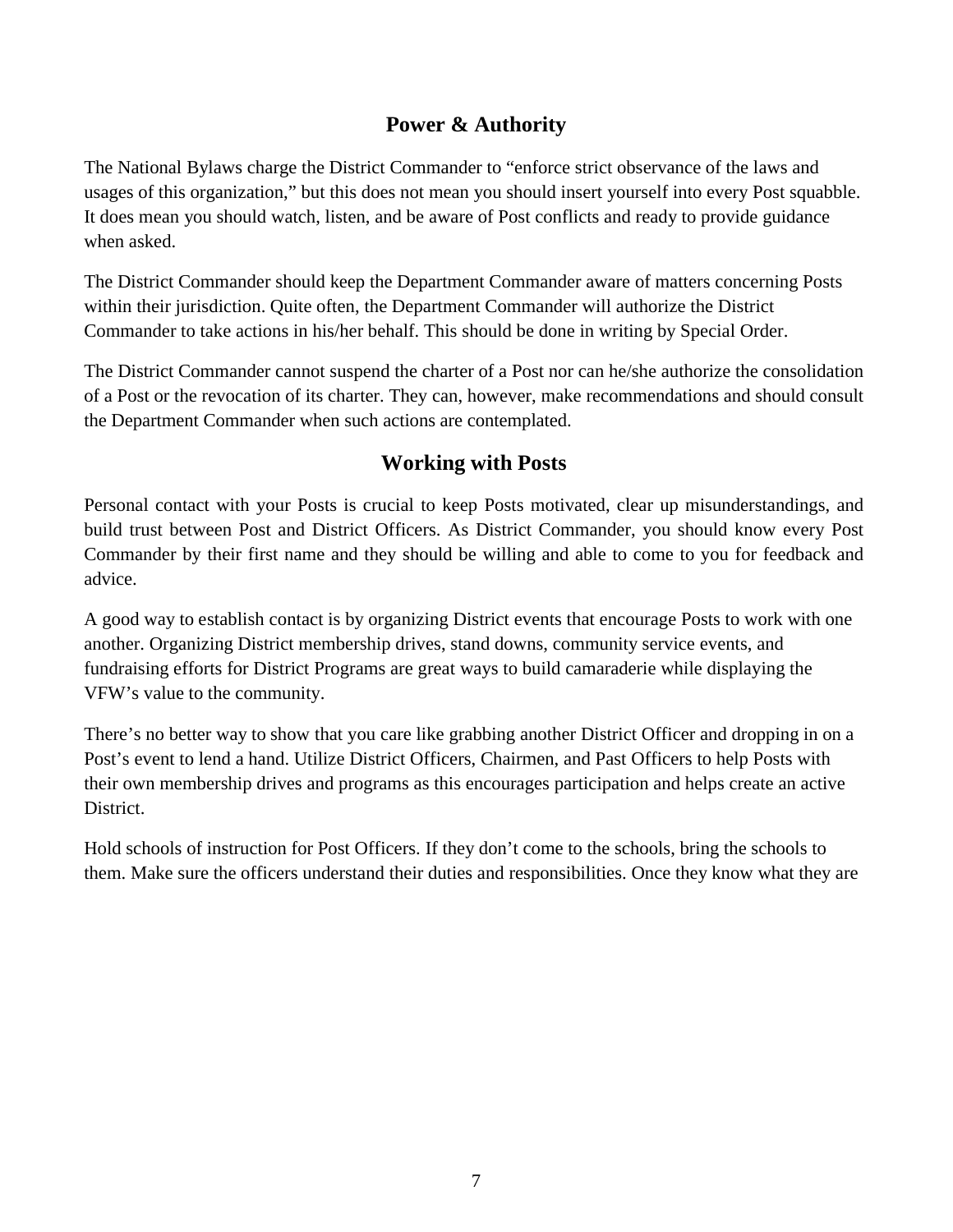## Power & Authority

The National Bylaws charge the District Commander to "enforce strict observance of the laws and usages of this organization," but this does not mean you should insert yourself into every Post squabble. It does mean you should watch, listen, and be aware of Post conflicts and ready to provide guidance when asked.

The District Commander should keep the Department Commander aware of matters concerning Posts within their jurisdiction. Quite often, the Department Commander will authorize the District Commander to take actions in his/her behalf. This should be done in writing by Special Order.

The District Commander cannot suspend the charter of a Post nor can he/she authorize the consolidation of a Post or the revocation of its charter. They can, however, make recommendations and should consult the Department Commander when such actions are contemplated.

## Working with Posts

Personal contact with your Posts is crucial to keep Posts motivated, clear up misunderstandings, and build trust between Post and District Officers. As District Commander, you should know every Post Commander by their first name and they should be willing and able to come to you for feedback and advice.

A good way to establish contact is by organizing District events that encourage Posts to work with one another. Organizing District membership drives, stand downs, community service events, and fundraising efforts for District Programs are great ways to build camaraderie while displaying the VFW's value to the community.

There's no better way to show that you care like grabbing another District Officer and dropping in on a Post's event to lend a hand. Utilize District Officers, Chairmen, and Past Officers to help Posts with their own membership drives and programs as this encourages participation and helps create an active District.

Hold schools of instruction for Post Officers. If they don't come to the schools, bring the schools to them. Make sure the officers understand their duties and responsibilities. Once they know what they are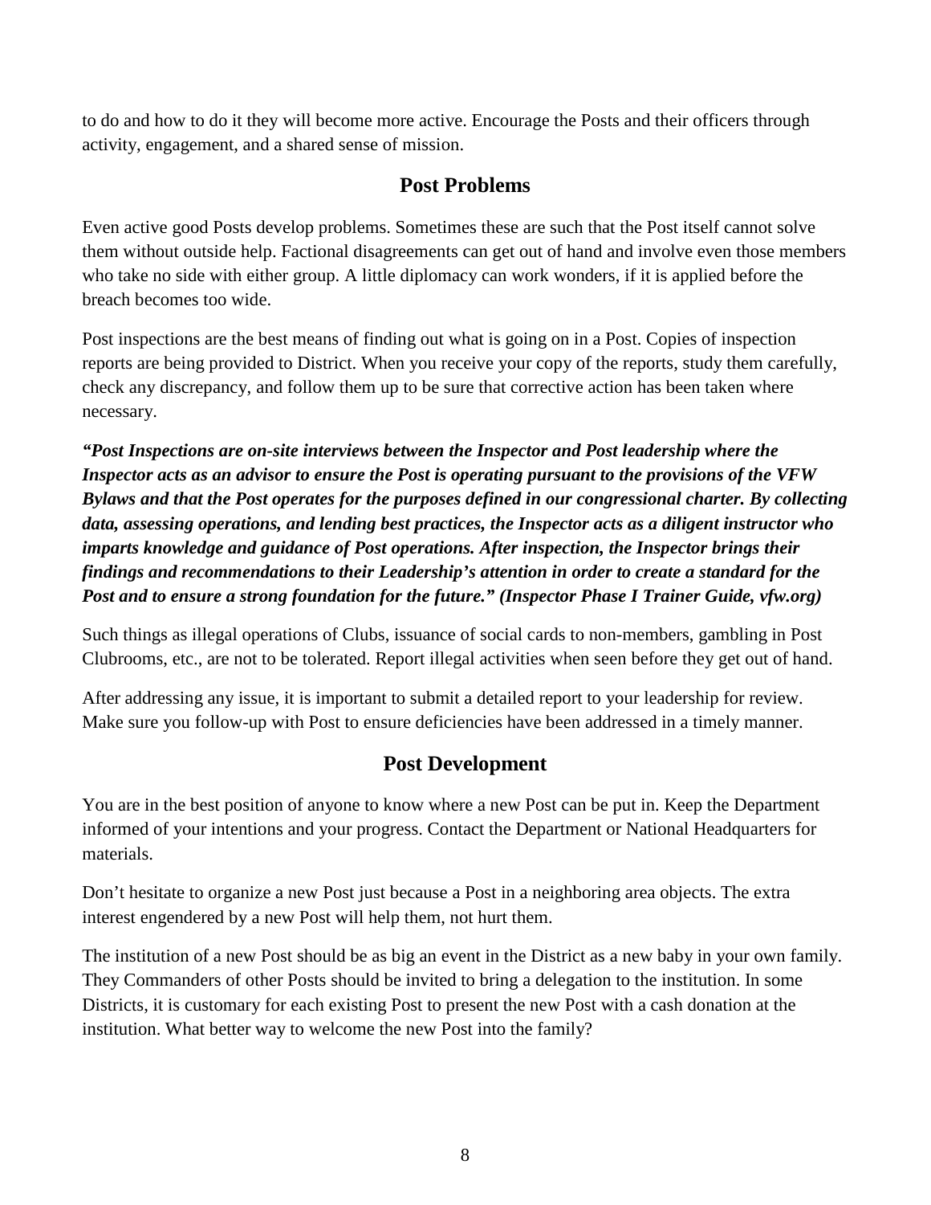to do and how to do it they will become more active. Encourage the Posts and their officers through activity, engagement, and a shared sense of mission.

## Post Problems

Even active good Posts develop problems. Sometimes these are such that the Post itself cannot solve them without outside help. Factional disagreements can get out of hand and involve even those members who take no side with either group. A little diplomacy can work wonders, if it is applied before the breach becomes too wide.

Post inspections are the best means of finding out what is going on in a Post. Copies of inspection reports are being provided to District. When you receive your copy of the reports, study them carefully, check any discrepancy, and follow them up to be sure that corrective action has been taken where necessary.

***"Post Inspections are on-site interviews between the Inspector and Post leadership where the Inspector acts as an advisor to ensure the Post is operating pursuant to the provisions of the VFW Bylaws and that the Post operates for the purposes defined in our congressional charter. By collecting data, assessing operations, and lending best practices, the Inspector acts as a diligent instructor who imparts knowledge and guidance of Post operations. After inspection, the Inspector brings their findings and recommendations to their Leadership's attention in order to create a standard for the Post and to ensure a strong foundation for the future." (Inspector Phase I Trainer Guide, vfw.org)***

Such things as illegal operations of Clubs, issuance of social cards to non-members, gambling in Post Clubrooms, etc., are not to be tolerated. Report illegal activities when seen before they get out of hand.

After addressing any issue, it is important to submit a detailed report to your leadership for review. Make sure you follow-up with Post to ensure deficiencies have been addressed in a timely manner.

## Post Development

You are in the best position of anyone to know where a new Post can be put in. Keep the Department informed of your intentions and your progress. Contact the Department or National Headquarters for materials.

Don't hesitate to organize a new Post just because a Post in a neighboring area objects. The extra interest engendered by a new Post will help them, not hurt them.

The institution of a new Post should be as big an event in the District as a new baby in your own family. They Commanders of other Posts should be invited to bring a delegation to the institution. In some Districts, it is customary for each existing Post to present the new Post with a cash donation at the institution. What better way to welcome the new Post into the family?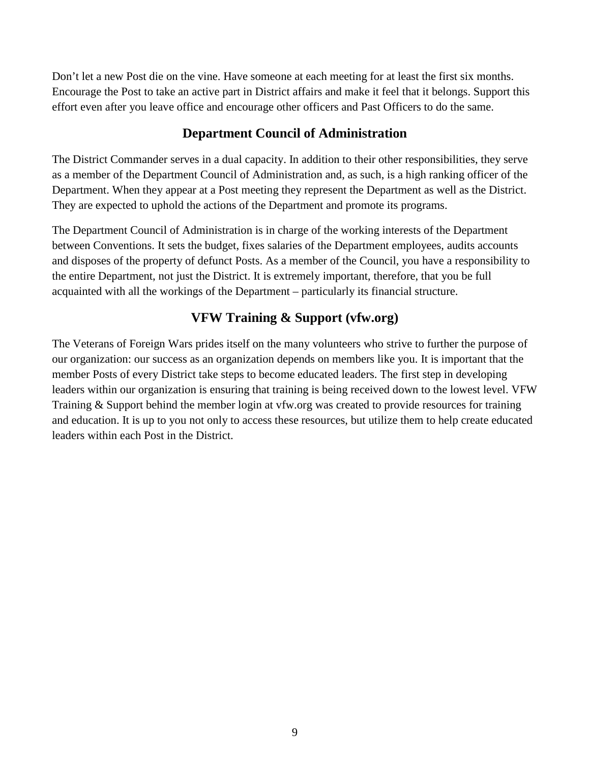Don't let a new Post die on the vine. Have someone at each meeting for at least the first six months. Encourage the Post to take an active part in District affairs and make it feel that it belongs. Support this effort even after you leave office and encourage other officers and Past Officers to do the same.

## Department Council of Administration

The District Commander serves in a dual capacity. In addition to their other responsibilities, they serve as a member of the Department Council of Administration and, as such, is a high ranking officer of the Department. When they appear at a Post meeting they represent the Department as well as the District. They are expected to uphold the actions of the Department and promote its programs.

The Department Council of Administration is in charge of the working interests of the Department between Conventions. It sets the budget, fixes salaries of the Department employees, audits accounts and disposes of the property of defunct Posts. As a member of the Council, you have a responsibility to the entire Department, not just the District. It is extremely important, therefore, that you be full acquainted with all the workings of the Department – particularly its financial structure.

## VFW Training & Support (vfw.org)

The Veterans of Foreign Wars prides itself on the many volunteers who strive to further the purpose of our organization: our success as an organization depends on members like you. It is important that the member Posts of every District take steps to become educated leaders. The first step in developing leaders within our organization is ensuring that training is being received down to the lowest level. VFW Training & Support behind the member login at vfw.org was created to provide resources for training and education. It is up to you not only to access these resources, but utilize them to help create educated leaders within each Post in the District.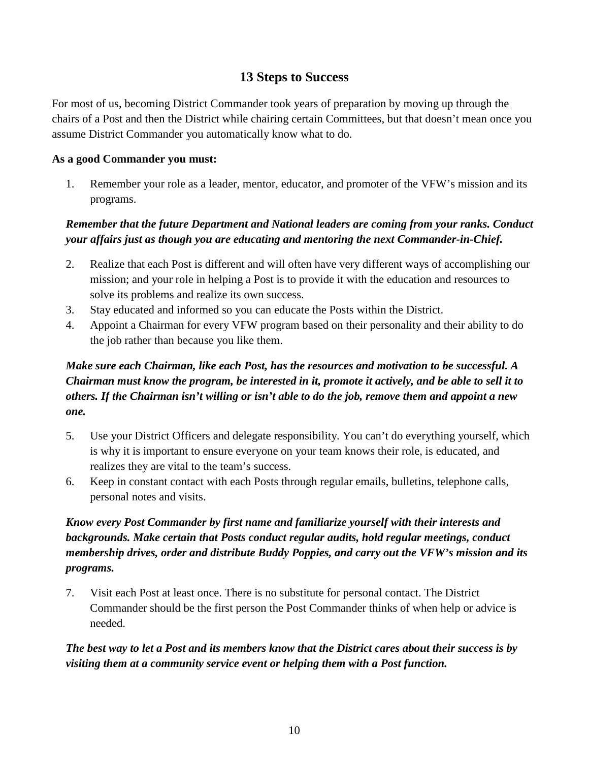## 13 Steps to Success

For most of us, becoming District Commander took years of preparation by moving up through the chairs of a Post and then the District while chairing certain Committees, but that doesn't mean once you assume District Commander you automatically know what to do.

**As a good Commander you must:**

1. Remember your role as a leader, mentor, educator, and promoter of the VFW's mission and its programs.

***Remember that the future Department and National leaders are coming from your ranks. Conduct your affairs just as though you are educating and mentoring the next Commander-in-Chief.***

2. Realize that each Post is different and will often have very different ways of accomplishing our mission; and your role in helping a Post is to provide it with the education and resources to solve its problems and realize its own success.
3. Stay educated and informed so you can educate the Posts within the District.
4. Appoint a Chairman for every VFW program based on their personality and their ability to do the job rather than because you like them.

***Make sure each Chairman, like each Post, has the resources and motivation to be successful. A Chairman must know the program, be interested in it, promote it actively, and be able to sell it to others. If the Chairman isn't willing or isn't able to do the job, remove them and appoint a new one.***

5. Use your District Officers and delegate responsibility. You can't do everything yourself, which is why it is important to ensure everyone on your team knows their role, is educated, and realizes they are vital to the team's success.
6. Keep in constant contact with each Posts through regular emails, bulletins, telephone calls, personal notes and visits.

***Know every Post Commander by first name and familiarize yourself with their interests and backgrounds. Make certain that Posts conduct regular audits, hold regular meetings, conduct membership drives, order and distribute Buddy Poppies, and carry out the VFW's mission and its programs.***

7. Visit each Post at least once. There is no substitute for personal contact. The District Commander should be the first person the Post Commander thinks of when help or advice is needed.

***The best way to let a Post and its members know that the District cares about their success is by visiting them at a community service event or helping them with a Post function.***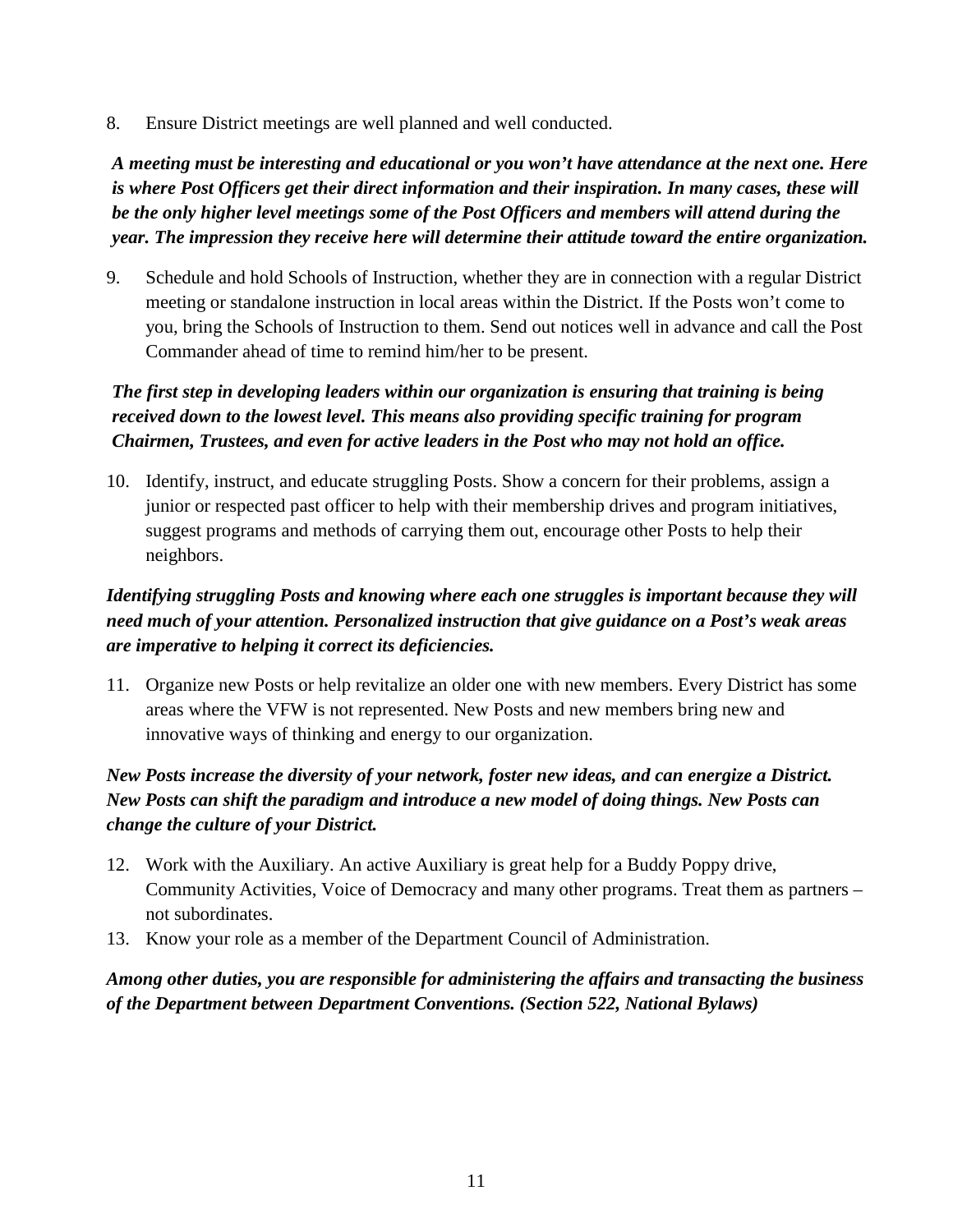8. Ensure District meetings are well planned and well conducted.

***A meeting must be interesting and educational or you won't have attendance at the next one. Here is where Post Officers get their direct information and their inspiration. In many cases, these will be the only higher level meetings some of the Post Officers and members will attend during the year. The impression they receive here will determine their attitude toward the entire organization.***

9. Schedule and hold Schools of Instruction, whether they are in connection with a regular District meeting or standalone instruction in local areas within the District. If the Posts won't come to you, bring the Schools of Instruction to them. Send out notices well in advance and call the Post Commander ahead of time to remind him/her to be present.

***The first step in developing leaders within our organization is ensuring that training is being received down to the lowest level. This means also providing specific training for program Chairmen, Trustees, and even for active leaders in the Post who may not hold an office.***

10. Identify, instruct, and educate struggling Posts. Show a concern for their problems, assign a junior or respected past officer to help with their membership drives and program initiatives, suggest programs and methods of carrying them out, encourage other Posts to help their neighbors.

***Identifying struggling Posts and knowing where each one struggles is important because they will need much of your attention. Personalized instruction that give guidance on a Post's weak areas are imperative to helping it correct its deficiencies.***

11. Organize new Posts or help revitalize an older one with new members. Every District has some areas where the VFW is not represented. New Posts and new members bring new and innovative ways of thinking and energy to our organization.

***New Posts increase the diversity of your network, foster new ideas, and can energize a District. New Posts can shift the paradigm and introduce a new model of doing things. New Posts can change the culture of your District.***

12. Work with the Auxiliary. An active Auxiliary is great help for a Buddy Poppy drive, Community Activities, Voice of Democracy and many other programs. Treat them as partners – not subordinates.
13. Know your role as a member of the Department Council of Administration.

***Among other duties, you are responsible for administering the affairs and transacting the business of the Department between Department Conventions. (Section 522, National Bylaws)***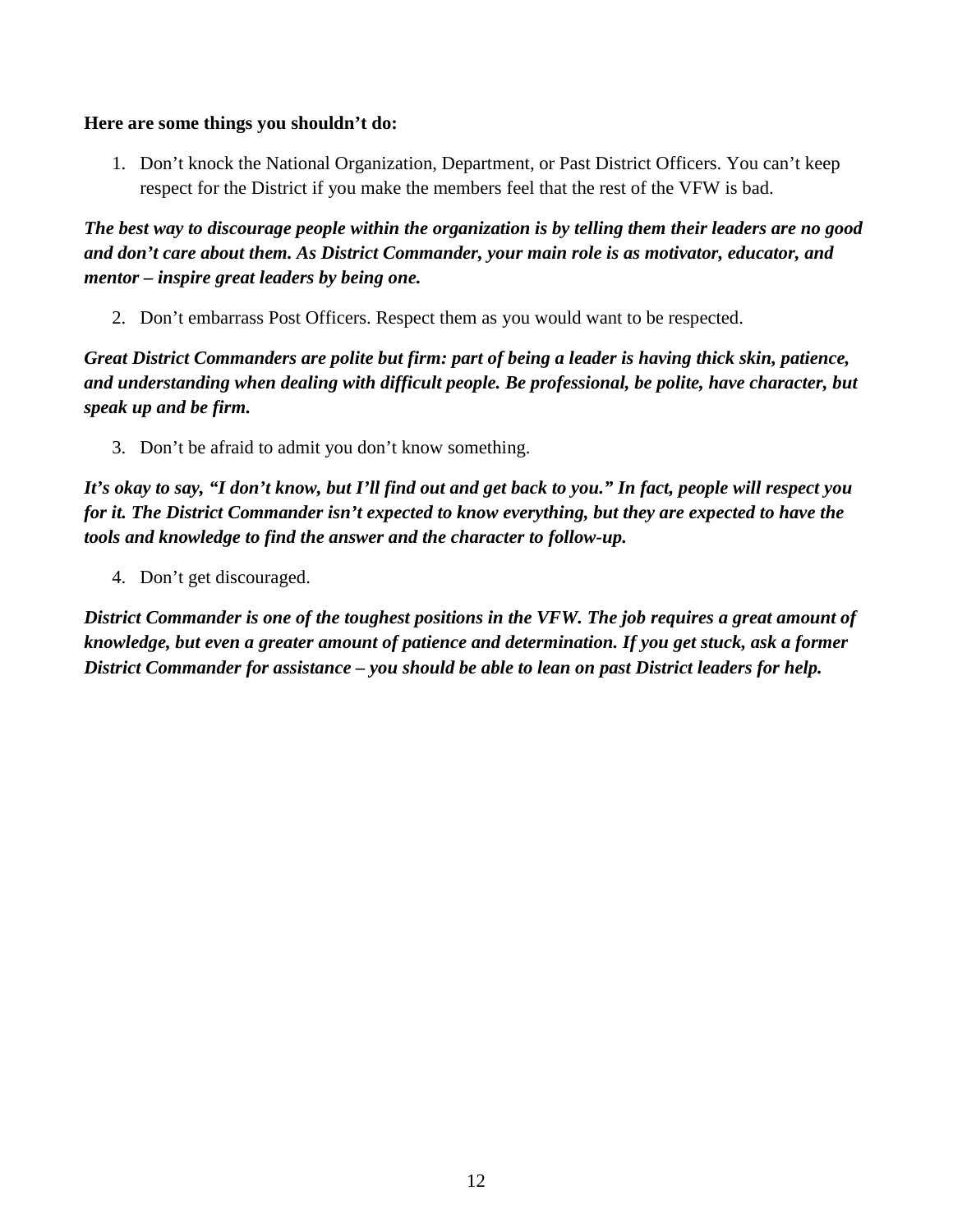**Here are some things you shouldn't do:**

1. Don't knock the National Organization, Department, or Past District Officers. You can't keep respect for the District if you make the members feel that the rest of the VFW is bad.

***The best way to discourage people within the organization is by telling them their leaders are no good and don't care about them. As District Commander, your main role is as motivator, educator, and mentor – inspire great leaders by being one.***

2. Don't embarrass Post Officers. Respect them as you would want to be respected.

***Great District Commanders are polite but firm: part of being a leader is having thick skin, patience, and understanding when dealing with difficult people. Be professional, be polite, have character, but speak up and be firm.***

3. Don't be afraid to admit you don't know something.

***It's okay to say, "I don't know, but I'll find out and get back to you." In fact, people will respect you for it. The District Commander isn't expected to know everything, but they are expected to have the tools and knowledge to find the answer and the character to follow-up.***

4. Don't get discouraged.

***District Commander is one of the toughest positions in the VFW. The job requires a great amount of knowledge, but even a greater amount of patience and determination. If you get stuck, ask a former District Commander for assistance – you should be able to lean on past District leaders for help.***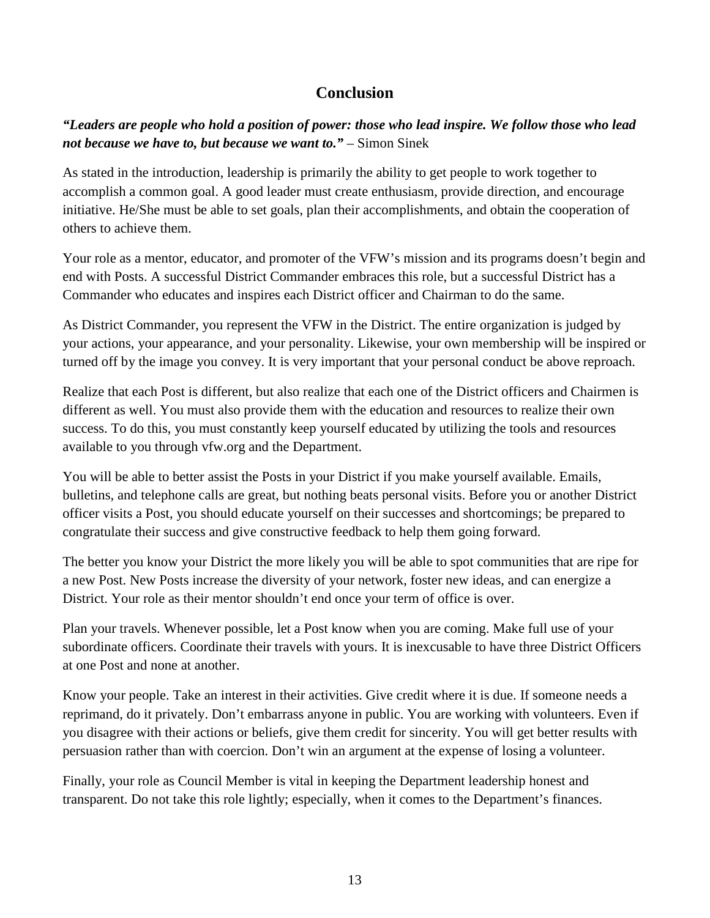## Conclusion

***"Leaders are people who hold a position of power: those who lead inspire. We follow those who lead not because we have to, but because we want to."*** – Simon Sinek

As stated in the introduction, leadership is primarily the ability to get people to work together to accomplish a common goal. A good leader must create enthusiasm, provide direction, and encourage initiative. He/She must be able to set goals, plan their accomplishments, and obtain the cooperation of others to achieve them.

Your role as a mentor, educator, and promoter of the VFW's mission and its programs doesn't begin and end with Posts. A successful District Commander embraces this role, but a successful District has a Commander who educates and inspires each District officer and Chairman to do the same.

As District Commander, you represent the VFW in the District. The entire organization is judged by your actions, your appearance, and your personality. Likewise, your own membership will be inspired or turned off by the image you convey. It is very important that your personal conduct be above reproach.

Realize that each Post is different, but also realize that each one of the District officers and Chairmen is different as well. You must also provide them with the education and resources to realize their own success. To do this, you must constantly keep yourself educated by utilizing the tools and resources available to you through vfw.org and the Department.

You will be able to better assist the Posts in your District if you make yourself available. Emails, bulletins, and telephone calls are great, but nothing beats personal visits. Before you or another District officer visits a Post, you should educate yourself on their successes and shortcomings; be prepared to congratulate their success and give constructive feedback to help them going forward.

The better you know your District the more likely you will be able to spot communities that are ripe for a new Post. New Posts increase the diversity of your network, foster new ideas, and can energize a District. Your role as their mentor shouldn't end once your term of office is over.

Plan your travels. Whenever possible, let a Post know when you are coming. Make full use of your subordinate officers. Coordinate their travels with yours. It is inexcusable to have three District Officers at one Post and none at another.

Know your people. Take an interest in their activities. Give credit where it is due. If someone needs a reprimand, do it privately. Don't embarrass anyone in public. You are working with volunteers. Even if you disagree with their actions or beliefs, give them credit for sincerity. You will get better results with persuasion rather than with coercion. Don't win an argument at the expense of losing a volunteer.

Finally, your role as Council Member is vital in keeping the Department leadership honest and transparent. Do not take this role lightly; especially, when it comes to the Department's finances.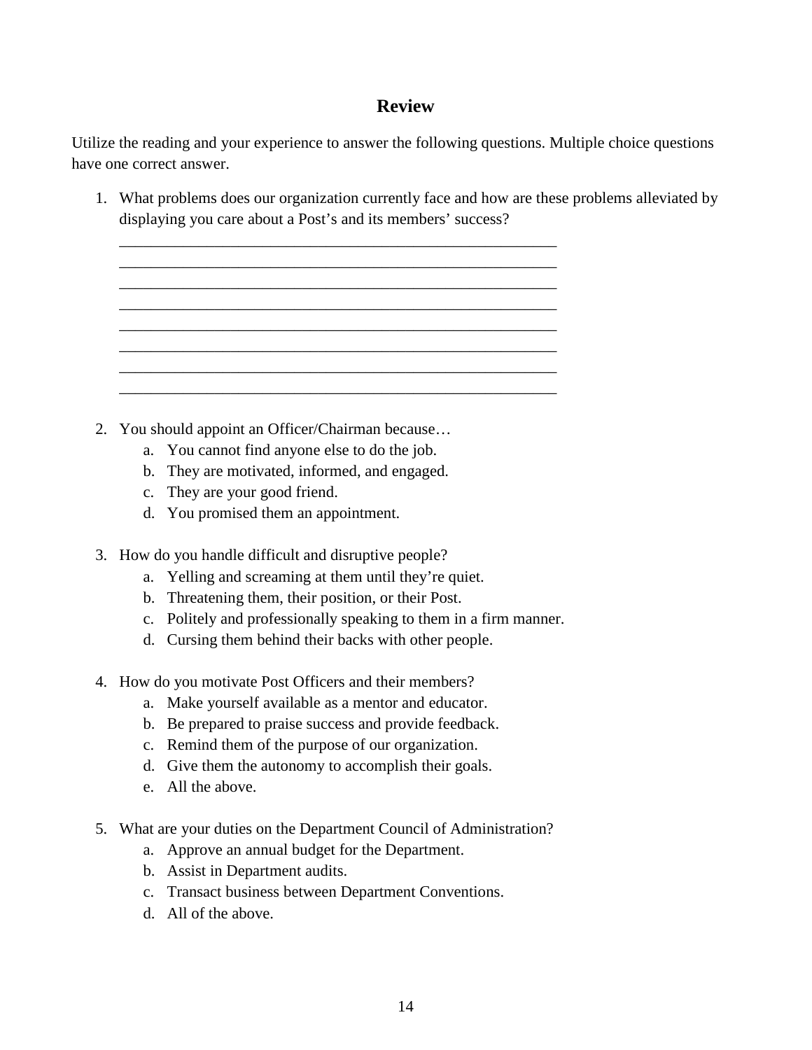## Review

Utilize the reading and your experience to answer the following questions. Multiple choice questions have one correct answer.

1. What problems does our organization currently face and how are these problems alleviated by displaying you care about a Post's and its members' success?

   ________________________________________________________________
   ________________________________________________________________
   ________________________________________________________________
   ________________________________________________________________
   ________________________________________________________________
   ________________________________________________________________
   ________________________________________________________________
   ________________________________________________________________

2. You should appoint an Officer/Chairman because…
   a. You cannot find anyone else to do the job.
   b. They are motivated, informed, and engaged.
   c. They are your good friend.
   d. You promised them an appointment.

3. How do you handle difficult and disruptive people?
   a. Yelling and screaming at them until they're quiet.
   b. Threatening them, their position, or their Post.
   c. Politely and professionally speaking to them in a firm manner.
   d. Cursing them behind their backs with other people.

4. How do you motivate Post Officers and their members?
   a. Make yourself available as a mentor and educator.
   b. Be prepared to praise success and provide feedback.
   c. Remind them of the purpose of our organization.
   d. Give them the autonomy to accomplish their goals.
   e. All the above.

5. What are your duties on the Department Council of Administration?
   a. Approve an annual budget for the Department.
   b. Assist in Department audits.
   c. Transact business between Department Conventions.
   d. All of the above.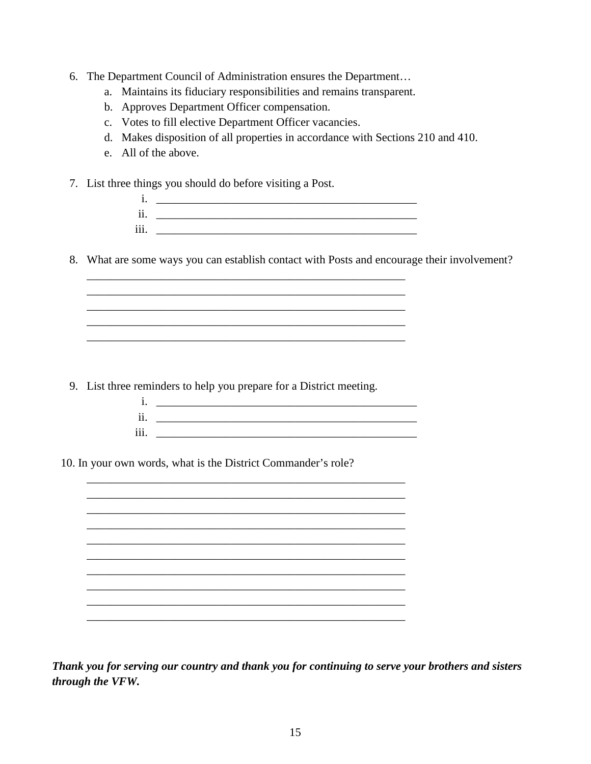6. The Department Council of Administration ensures the Department…
   a. Maintains its fiduciary responsibilities and remains transparent.
   b. Approves Department Officer compensation.
   c. Votes to fill elective Department Officer vacancies.
   d. Makes disposition of all properties in accordance with Sections 210 and 410.
   e. All of the above.

7. List three things you should do before visiting a Post.
   i. _______________________________________________
   ii. _______________________________________________
   iii. _______________________________________________

8. What are some ways you can establish contact with Posts and encourage their involvement?

   _________________________________________________________
   _________________________________________________________
   _________________________________________________________
   _________________________________________________________
   _________________________________________________________

9. List three reminders to help you prepare for a District meeting.
   i. _______________________________________________
   ii. _______________________________________________
   iii. _______________________________________________

10. In your own words, what is the District Commander's role?

    _________________________________________________________
    _________________________________________________________
    _________________________________________________________
    _________________________________________________________
    _________________________________________________________
    _________________________________________________________
    _________________________________________________________
    _________________________________________________________
    _________________________________________________________
    _________________________________________________________

***Thank you for serving our country and thank you for continuing to serve your brothers and sisters through the VFW.***